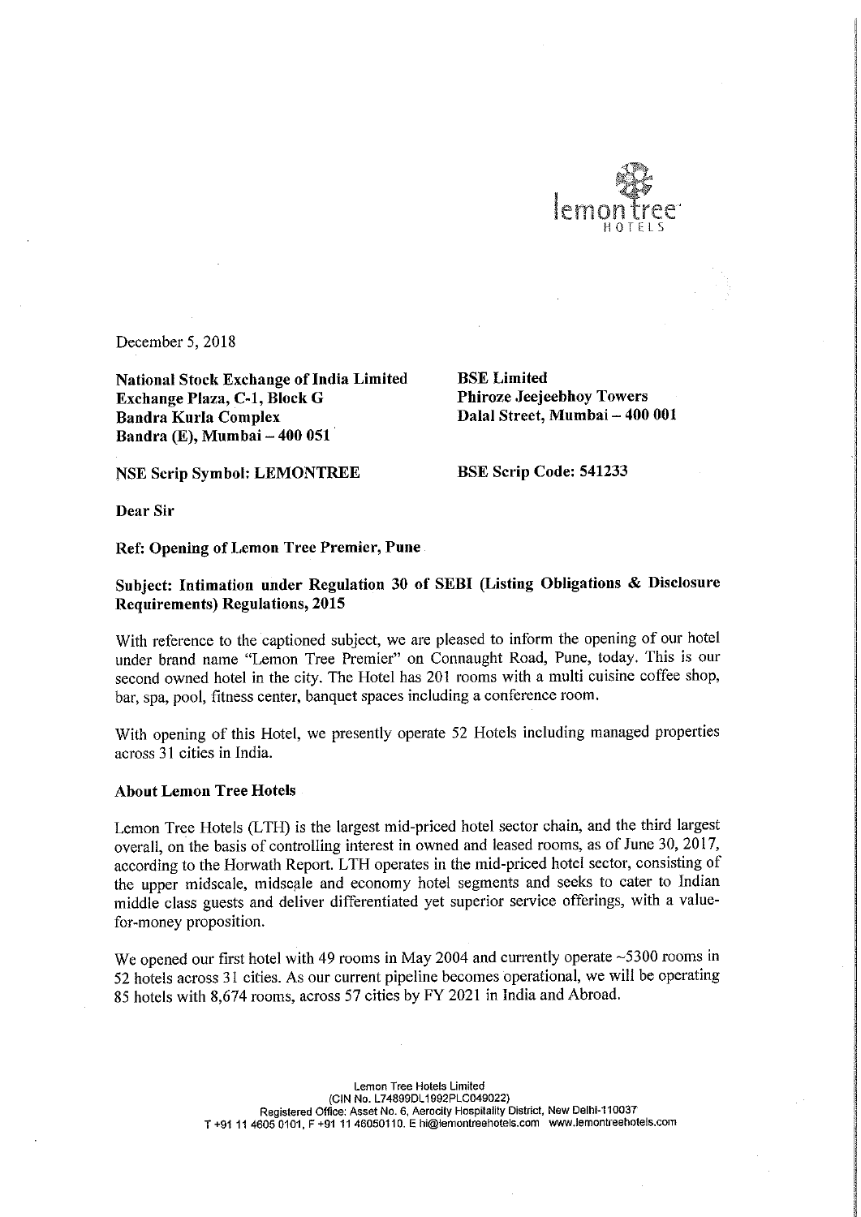December 5, 2018

**National Stock Exchange of India Limited**
**Exchange Plaza, C-1, Block G**
**Bandra Kurla Complex**
**Bandra (E), Mumbai – 400 051**

**BSE Limited**
**Phiroze Jeejeebhoy Towers**
**Dalal Street, Mumbai – 400 001**

**NSE Scrip Symbol: LEMONTREE**

**BSE Scrip Code: 541233**

**Dear Sir**

**Ref: Opening of Lemon Tree Premier, Pune**

**Subject: Intimation under Regulation 30 of SEBI (Listing Obligations & Disclosure Requirements) Regulations, 2015**

With reference to the captioned subject, we are pleased to inform the opening of our hotel under brand name "Lemon Tree Premier" on Connaught Road, Pune, today. This is our second owned hotel in the city. The Hotel has 201 rooms with a multi cuisine coffee shop, bar, spa, pool, fitness center, banquet spaces including a conference room.

With opening of this Hotel, we presently operate 52 Hotels including managed properties across 31 cities in India.

**About Lemon Tree Hotels**

Lemon Tree Hotels (LTH) is the largest mid-priced hotel sector chain, and the third largest overall, on the basis of controlling interest in owned and leased rooms, as of June 30, 2017, according to the Horwath Report. LTH operates in the mid-priced hotel sector, consisting of the upper midscale, midscale and economy hotel segments and seeks to cater to Indian middle class guests and deliver differentiated yet superior service offerings, with a value-for-money proposition.

We opened our first hotel with 49 rooms in May 2004 and currently operate ~5300 rooms in 52 hotels across 31 cities. As our current pipeline becomes operational, we will be operating 85 hotels with 8,674 rooms, across 57 cities by FY 2021 in India and Abroad.

Lemon Tree Hotels Limited
(CIN No. L74899DL1992PLC049022)
Registered Office: Asset No. 6, Aerocity Hospitality District, New Delhi-110037
T +91 11 4605 0101, F +91 11 46050110. E hi@lemontreehotels.com www.lemontreehotels.com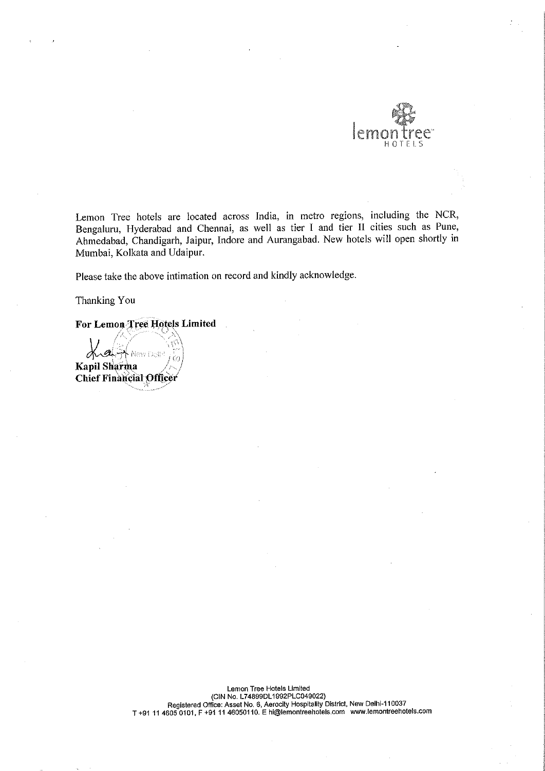Lemon Tree hotels are located across India, in metro regions, including the NCR, Bengaluru, Hyderabad and Chennai, as well as tier I and tier II cities such as Pune, Ahmedabad, Chandigarh, Jaipur, Indore and Aurangabad. New hotels will open shortly in Mumbai, Kolkata and Udaipur.

Please take the above intimation on record and kindly acknowledge.

Thanking You

**For Lemon Tree Hotels Limited**

**Kapil Sharma**
**Chief Financial Officer**

Lemon Tree Hotels Limited
(CIN No. L74899DL1992PLC049022)
Registered Office: Asset No. 6, Aerocity Hospitality District, New Delhi-110037
T +91 11 4605 0101, F +91 11 46050110. E hi@lemontreehotels.com www.lemontreehotels.com